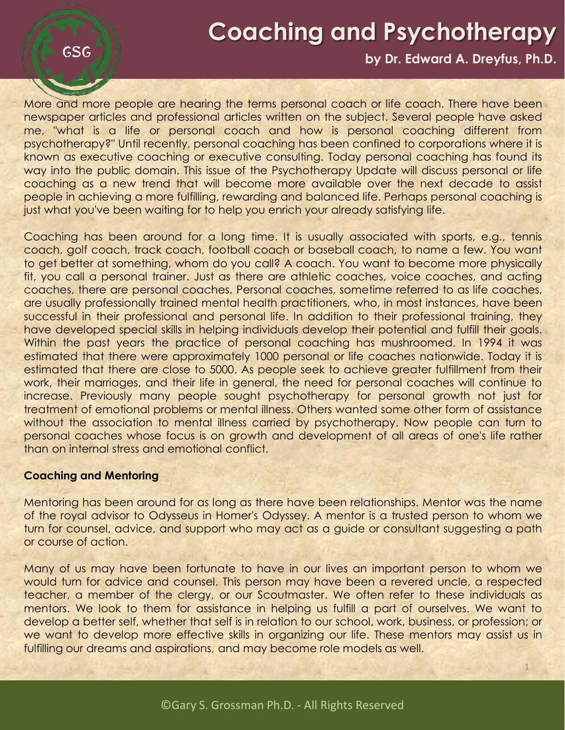# Coaching and Psychotherapy

**by Dr. Edward A. Dreyfus, Ph.D.**

More and more people are hearing the terms personal coach or life coach. There have been newspaper articles and professional articles written on the subject. Several people have asked me, "what is a life or personal coach and how is personal coaching different from psychotherapy?" Until recently, personal coaching has been confined to corporations where it is known as executive coaching or executive consulting. Today personal coaching has found its way into the public domain. This issue of the Psychotherapy Update will discuss personal or life coaching as a new trend that will become more available over the next decade to assist people in achieving a more fulfilling, rewarding and balanced life. Perhaps personal coaching is just what you've been waiting for to help you enrich your already satisfying life.

Coaching has been around for a long time. It is usually associated with sports, e.g., tennis coach, golf coach, track coach, football coach or baseball coach, to name a few. You want to get better at something, whom do you call? A coach. You want to become more physically fit, you call a personal trainer. Just as there are athletic coaches, voice coaches, and acting coaches, there are personal coaches. Personal coaches, sometime referred to as life coaches, are usually professionally trained mental health practitioners, who, in most instances, have been successful in their professional and personal life. In addition to their professional training, they have developed special skills in helping individuals develop their potential and fulfill their goals. Within the past years the practice of personal coaching has mushroomed. In 1994 it was estimated that there were approximately 1000 personal or life coaches nationwide. Today it is estimated that there are close to 5000. As people seek to achieve greater fulfillment from their work, their marriages, and their life in general, the need for personal coaches will continue to increase. Previously many people sought psychotherapy for personal growth not just for treatment of emotional problems or mental illness. Others wanted some other form of assistance without the association to mental illness carried by psychotherapy. Now people can turn to personal coaches whose focus is on growth and development of all areas of one's life rather than on internal stress and emotional conflict.

**Coaching and Mentoring**

Mentoring has been around for as long as there have been relationships. Mentor was the name of the royal advisor to Odysseus in Homer's Odyssey. A mentor is a trusted person to whom we turn for counsel, advice, and support who may act as a guide or consultant suggesting a path or course of action.

Many of us may have been fortunate to have in our lives an important person to whom we would turn for advice and counsel. This person may have been a revered uncle, a respected teacher, a member of the clergy, or our Scoutmaster. We often refer to these individuals as mentors. We look to them for assistance in helping us fulfill a part of ourselves. We want to develop a better self, whether that self is in relation to our school, work, business, or profession; or we want to develop more effective skills in organizing our life. These mentors may assist us in fulfilling our dreams and aspirations, and may become role models as well.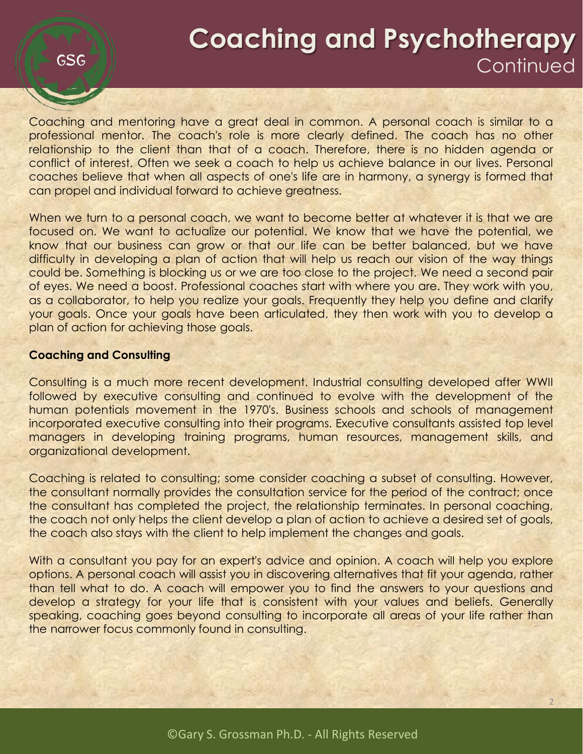Coaching and mentoring have a great deal in common. A personal coach is similar to a professional mentor. The coach's role is more clearly defined. The coach has no other relationship to the client than that of a coach. Therefore, there is no hidden agenda or conflict of interest. Often we seek a coach to help us achieve balance in our lives. Personal coaches believe that when all aspects of one's life are in harmony, a synergy is formed that can propel and individual forward to achieve greatness.

When we turn to a personal coach, we want to become better at whatever it is that we are focused on. We want to actualize our potential. We know that we have the potential, we know that our business can grow or that our life can be better balanced, but we have difficulty in developing a plan of action that will help us reach our vision of the way things could be. Something is blocking us or we are too close to the project. We need a second pair of eyes. We need a boost. Professional coaches start with where you are. They work with you, as a collaborator, to help you realize your goals. Frequently they help you define and clarify your goals. Once your goals have been articulated, they then work with you to develop a plan of action for achieving those goals.

**Coaching and Consulting**

Consulting is a much more recent development. Industrial consulting developed after WWII followed by executive consulting and continued to evolve with the development of the human potentials movement in the 1970's. Business schools and schools of management incorporated executive consulting into their programs. Executive consultants assisted top level managers in developing training programs, human resources, management skills, and organizational development.

Coaching is related to consulting; some consider coaching a subset of consulting. However, the consultant normally provides the consultation service for the period of the contract; once the consultant has completed the project, the relationship terminates. In personal coaching, the coach not only helps the client develop a plan of action to achieve a desired set of goals, the coach also stays with the client to help implement the changes and goals.

With a consultant you pay for an expert's advice and opinion. A coach will help you explore options. A personal coach will assist you in discovering alternatives that fit your agenda, rather than tell what to do. A coach will empower you to find the answers to your questions and develop a strategy for your life that is consistent with your values and beliefs. Generally speaking, coaching goes beyond consulting to incorporate all areas of your life rather than the narrower focus commonly found in consulting.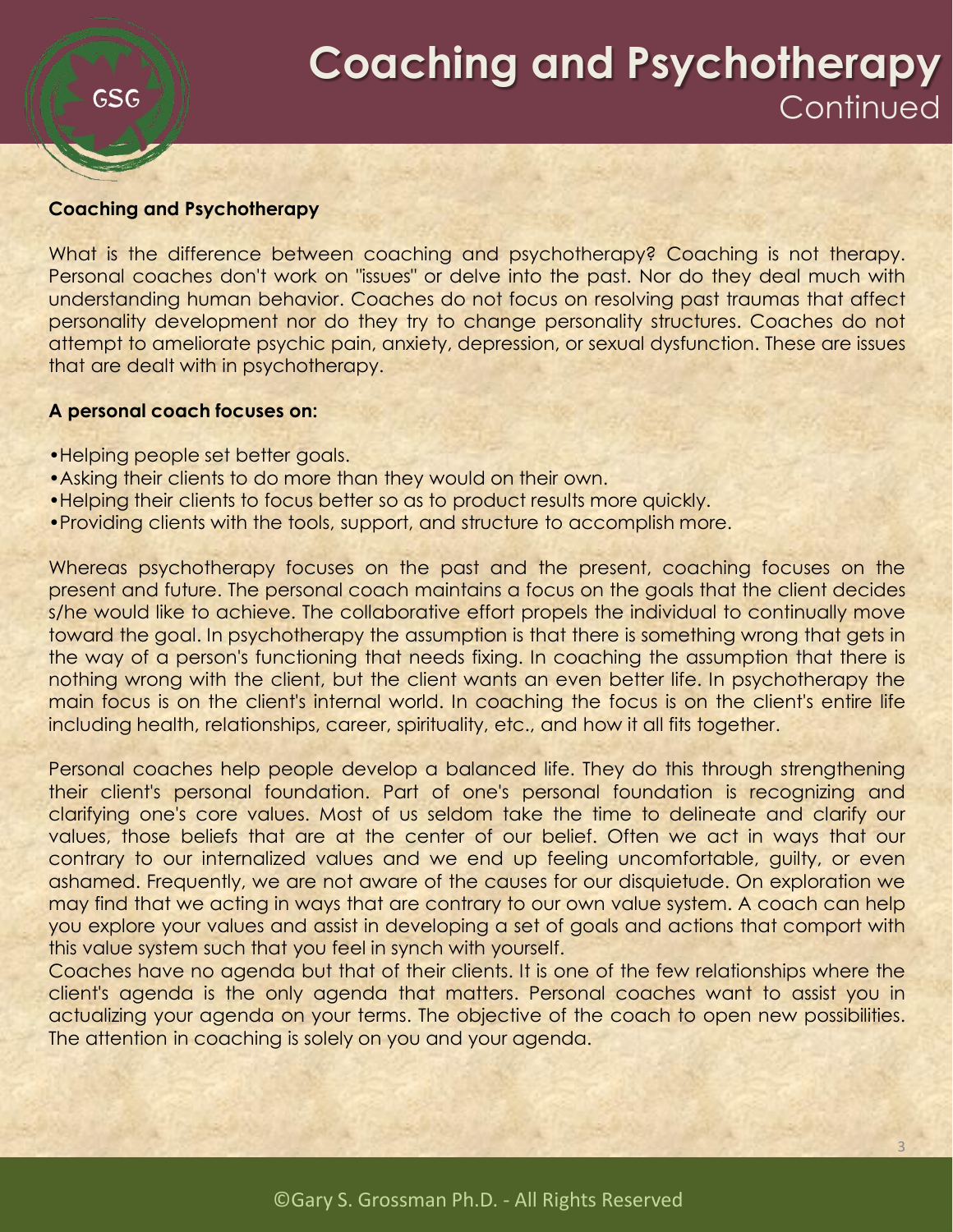# Coaching and Psychotherapy Continued

**Coaching and Psychotherapy**

What is the difference between coaching and psychotherapy? Coaching is not therapy. Personal coaches don't work on "issues" or delve into the past. Nor do they deal much with understanding human behavior. Coaches do not focus on resolving past traumas that affect personality development nor do they try to change personality structures. Coaches do not attempt to ameliorate psychic pain, anxiety, depression, or sexual dysfunction. These are issues that are dealt with in psychotherapy.

**A personal coach focuses on:**

- Helping people set better goals.
- Asking their clients to do more than they would on their own.
- Helping their clients to focus better so as to product results more quickly.
- Providing clients with the tools, support, and structure to accomplish more.

Whereas psychotherapy focuses on the past and the present, coaching focuses on the present and future. The personal coach maintains a focus on the goals that the client decides s/he would like to achieve. The collaborative effort propels the individual to continually move toward the goal. In psychotherapy the assumption is that there is something wrong that gets in the way of a person's functioning that needs fixing. In coaching the assumption that there is nothing wrong with the client, but the client wants an even better life. In psychotherapy the main focus is on the client's internal world. In coaching the focus is on the client's entire life including health, relationships, career, spirituality, etc., and how it all fits together.

Personal coaches help people develop a balanced life. They do this through strengthening their client's personal foundation. Part of one's personal foundation is recognizing and clarifying one's core values. Most of us seldom take the time to delineate and clarify our values, those beliefs that are at the center of our belief. Often we act in ways that our contrary to our internalized values and we end up feeling uncomfortable, guilty, or even ashamed. Frequently, we are not aware of the causes for our disquietude. On exploration we may find that we acting in ways that are contrary to our own value system. A coach can help you explore your values and assist in developing a set of goals and actions that comport with this value system such that you feel in synch with yourself.

Coaches have no agenda but that of their clients. It is one of the few relationships where the client's agenda is the only agenda that matters. Personal coaches want to assist you in actualizing your agenda on your terms. The objective of the coach to open new possibilities. The attention in coaching is solely on you and your agenda.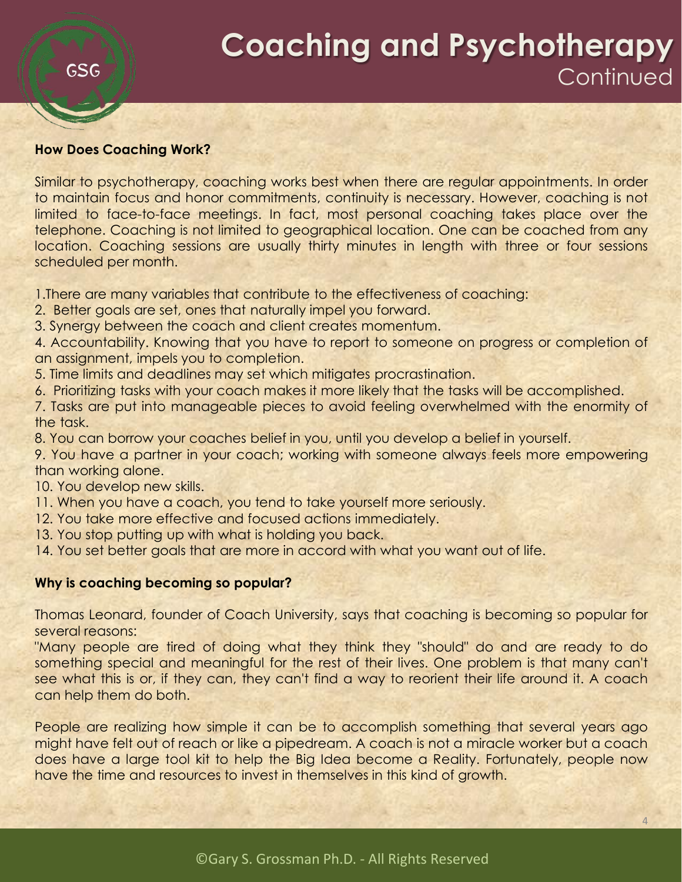# Coaching and Psychotherapy
## Continued

**How Does Coaching Work?**

Similar to psychotherapy, coaching works best when there are regular appointments. In order to maintain focus and honor commitments, continuity is necessary. However, coaching is not limited to face-to-face meetings. In fact, most personal coaching takes place over the telephone. Coaching is not limited to geographical location. One can be coached from any location. Coaching sessions are usually thirty minutes in length with three or four sessions scheduled per month.

1.There are many variables that contribute to the effectiveness of coaching:
2. Better goals are set, ones that naturally impel you forward.
3. Synergy between the coach and client creates momentum.
4. Accountability. Knowing that you have to report to someone on progress or completion of an assignment, impels you to completion.
5. Time limits and deadlines may set which mitigates procrastination.
6. Prioritizing tasks with your coach makes it more likely that the tasks will be accomplished.
7. Tasks are put into manageable pieces to avoid feeling overwhelmed with the enormity of the task.
8. You can borrow your coaches belief in you, until you develop a belief in yourself.
9. You have a partner in your coach; working with someone always feels more empowering than working alone.
10. You develop new skills.
11. When you have a coach, you tend to take yourself more seriously.
12. You take more effective and focused actions immediately.
13. You stop putting up with what is holding you back.
14. You set better goals that are more in accord with what you want out of life.

**Why is coaching becoming so popular?**

Thomas Leonard, founder of Coach University, says that coaching is becoming so popular for several reasons:
"Many people are tired of doing what they think they "should" do and are ready to do something special and meaningful for the rest of their lives. One problem is that many can't see what this is or, if they can, they can't find a way to reorient their life around it. A coach can help them do both.

People are realizing how simple it can be to accomplish something that several years ago might have felt out of reach or like a pipedream. A coach is not a miracle worker but a coach does have a large tool kit to help the Big Idea become a Reality. Fortunately, people now have the time and resources to invest in themselves in this kind of growth.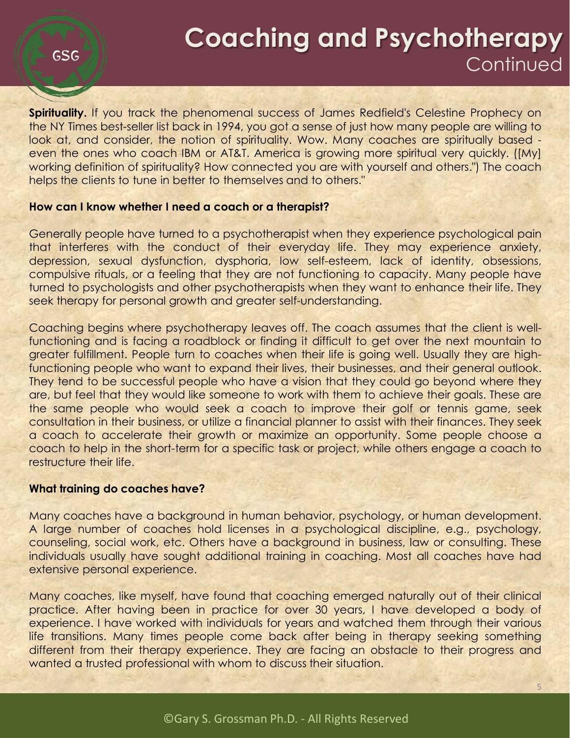**Spirituality.** If you track the phenomenal success of James Redfield's Celestine Prophecy on the NY Times best-seller list back in 1994, you got a sense of just how many people are willing to look at, and consider, the notion of spirituality. Wow. Many coaches are spiritually based - even the ones who coach IBM or AT&T. America is growing more spiritual very quickly. ([My] working definition of spirituality? How connected you are with yourself and others.") The coach helps the clients to tune in better to themselves and to others."

**How can I know whether I need a coach or a therapist?**

Generally people have turned to a psychotherapist when they experience psychological pain that interferes with the conduct of their everyday life. They may experience anxiety, depression, sexual dysfunction, dysphoria, low self-esteem, lack of identity, obsessions, compulsive rituals, or a feeling that they are not functioning to capacity. Many people have turned to psychologists and other psychotherapists when they want to enhance their life. They seek therapy for personal growth and greater self-understanding.

Coaching begins where psychotherapy leaves off. The coach assumes that the client is well-functioning and is facing a roadblock or finding it difficult to get over the next mountain to greater fulfillment. People turn to coaches when their life is going well. Usually they are high-functioning people who want to expand their lives, their businesses, and their general outlook. They tend to be successful people who have a vision that they could go beyond where they are, but feel that they would like someone to work with them to achieve their goals. These are the same people who would seek a coach to improve their golf or tennis game, seek consultation in their business, or utilize a financial planner to assist with their finances. They seek a coach to accelerate their growth or maximize an opportunity. Some people choose a coach to help in the short-term for a specific task or project, while others engage a coach to restructure their life.

**What training do coaches have?**

Many coaches have a background in human behavior, psychology, or human development. A large number of coaches hold licenses in a psychological discipline, e.g., psychology, counseling, social work, etc. Others have a background in business, law or consulting. These individuals usually have sought additional training in coaching. Most all coaches have had extensive personal experience.

Many coaches, like myself, have found that coaching emerged naturally out of their clinical practice. After having been in practice for over 30 years, I have developed a body of experience. I have worked with individuals for years and watched them through their various life transitions. Many times people come back after being in therapy seeking something different from their therapy experience. They are facing an obstacle to their progress and wanted a trusted professional with whom to discuss their situation.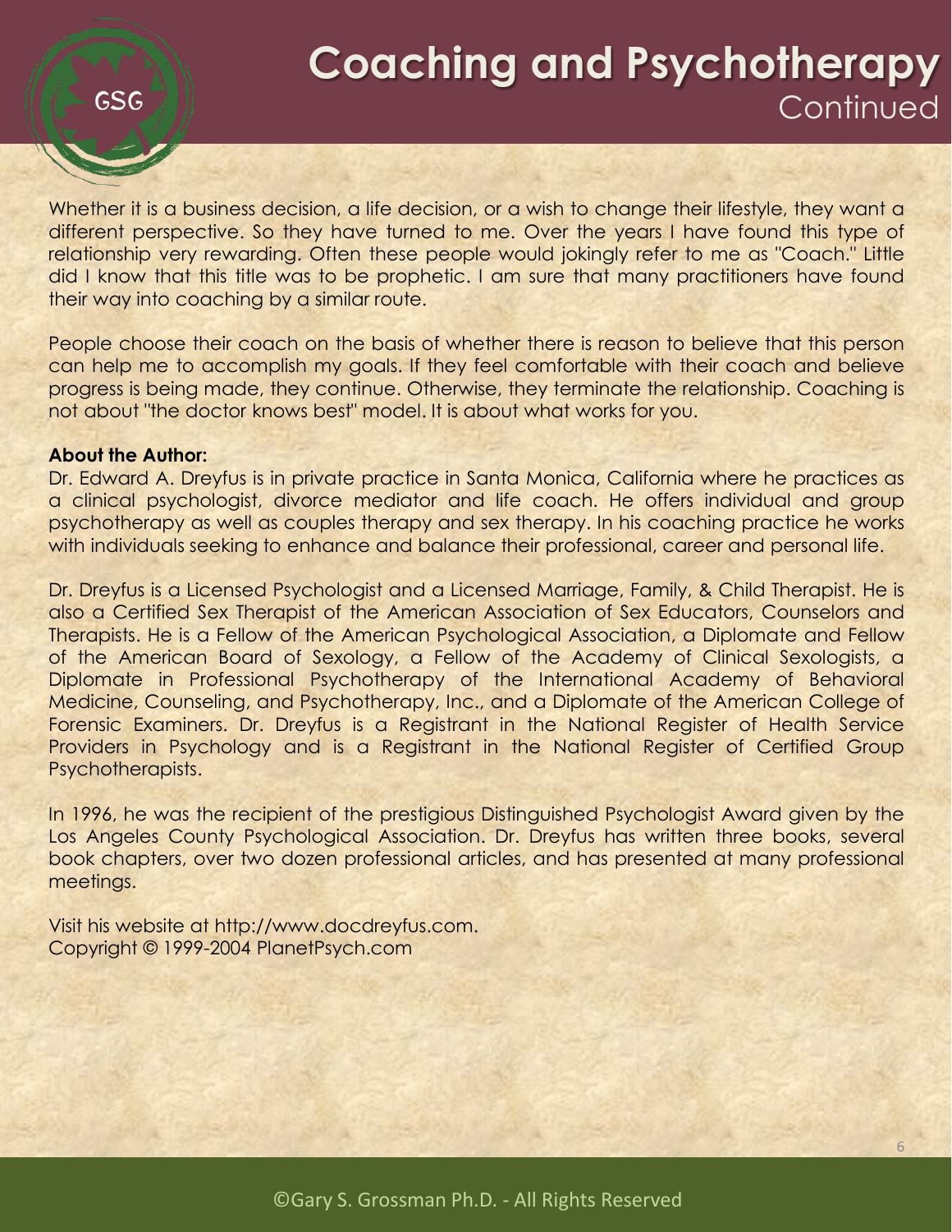# Coaching and Psychotherapy Continued

Whether it is a business decision, a life decision, or a wish to change their lifestyle, they want a different perspective. So they have turned to me. Over the years I have found this type of relationship very rewarding. Often these people would jokingly refer to me as "Coach." Little did I know that this title was to be prophetic. I am sure that many practitioners have found their way into coaching by a similar route.

People choose their coach on the basis of whether there is reason to believe that this person can help me to accomplish my goals. If they feel comfortable with their coach and believe progress is being made, they continue. Otherwise, they terminate the relationship. Coaching is not about "the doctor knows best" model. It is about what works for you.

**About the Author:**
Dr. Edward A. Dreyfus is in private practice in Santa Monica, California where he practices as a clinical psychologist, divorce mediator and life coach. He offers individual and group psychotherapy as well as couples therapy and sex therapy. In his coaching practice he works with individuals seeking to enhance and balance their professional, career and personal life.

Dr. Dreyfus is a Licensed Psychologist and a Licensed Marriage, Family, & Child Therapist. He is also a Certified Sex Therapist of the American Association of Sex Educators, Counselors and Therapists. He is a Fellow of the American Psychological Association, a Diplomate and Fellow of the American Board of Sexology, a Fellow of the Academy of Clinical Sexologists, a Diplomate in Professional Psychotherapy of the International Academy of Behavioral Medicine, Counseling, and Psychotherapy, Inc., and a Diplomate of the American College of Forensic Examiners. Dr. Dreyfus is a Registrant in the National Register of Health Service Providers in Psychology and is a Registrant in the National Register of Certified Group Psychotherapists.

In 1996, he was the recipient of the prestigious Distinguished Psychologist Award given by the Los Angeles County Psychological Association. Dr. Dreyfus has written three books, several book chapters, over two dozen professional articles, and has presented at many professional meetings.

Visit his website at http://www.docdreyfus.com.
Copyright © 1999-2004 PlanetPsych.com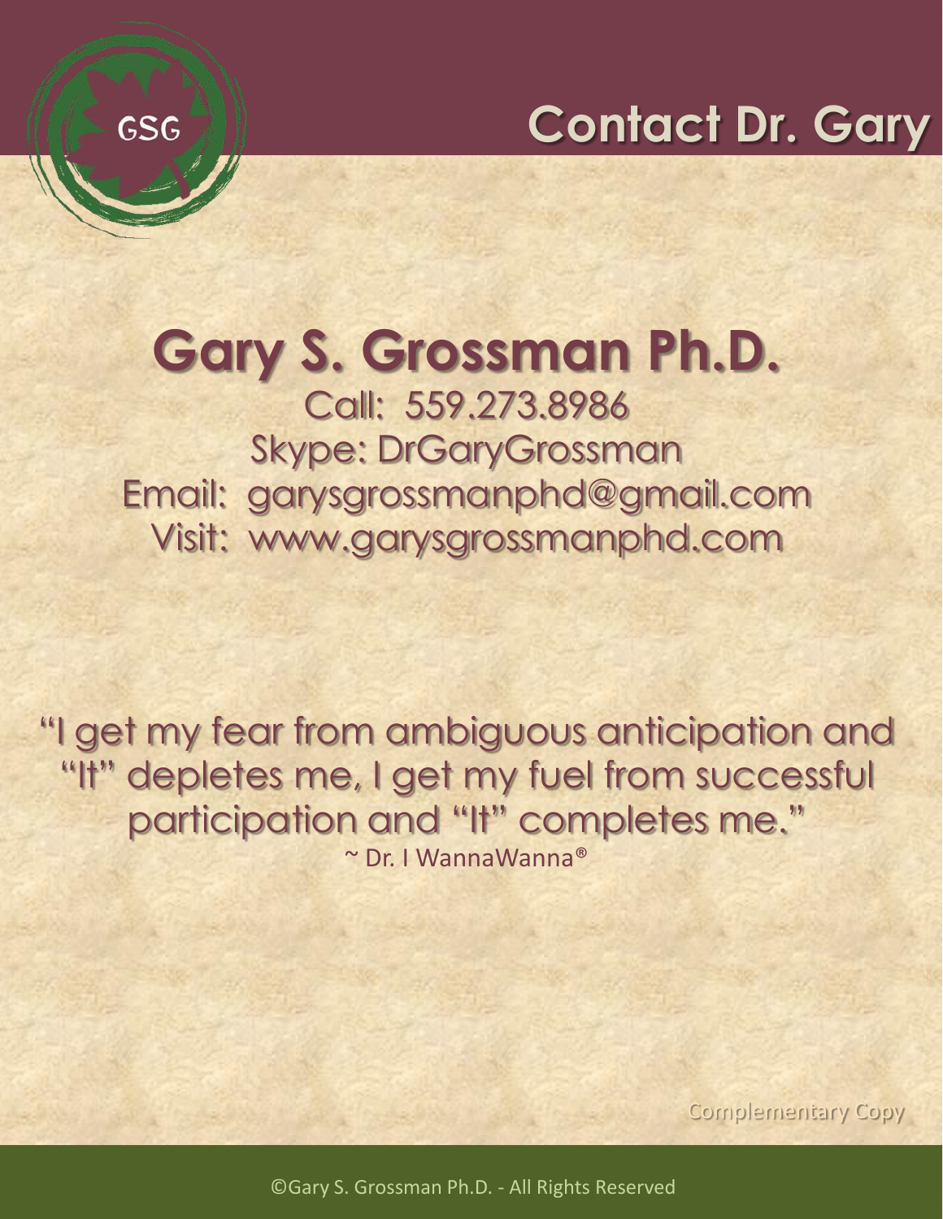GSG

# Contact Dr. Gary

## Gary S. Grossman Ph.D.

Call: 559.273.8986

Skype: DrGaryGrossman

Email: garysgrossmanphd@gmail.com

Visit: www.garysgrossmanphd.com

"I get my fear from ambiguous anticipation and "It" depletes me, I get my fuel from successful participation and "It" completes me."

~ Dr. I WannaWanna®

Complementary Copy

©Gary S. Grossman Ph.D. - All Rights Reserved